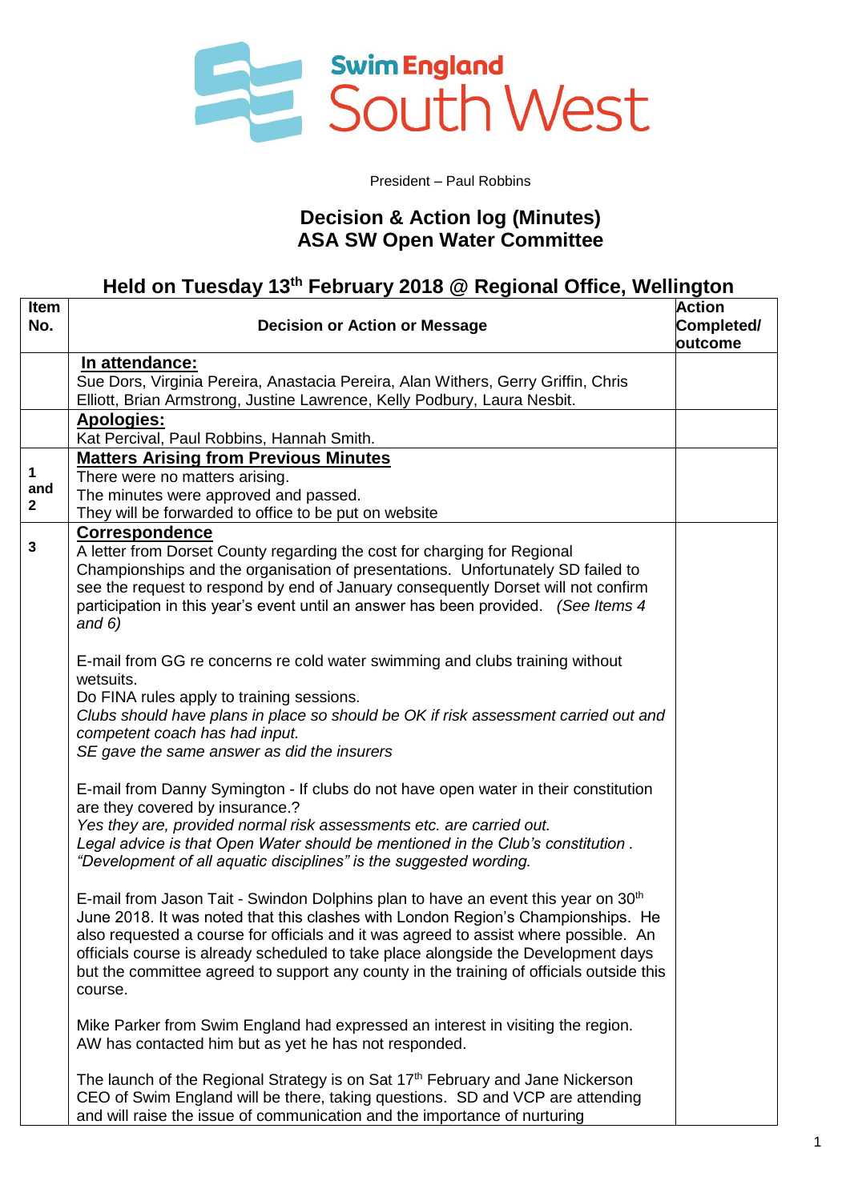Swim England South West

President – Paul Robbins

# Decision & Action log (Minutes)
# ASA SW Open Water Committee

## Held on Tuesday 13th February 2018 @ Regional Office, Wellington

| Item No. | Decision or Action or Message | Action Completed/ outcome |
|---|---|---|
| | **In attendance:**<br>Sue Dors, Virginia Pereira, Anastacia Pereira, Alan Withers, Gerry Griffin, Chris Elliott, Brian Armstrong, Justine Lawrence, Kelly Podbury, Laura Nesbit. | |
| | **Apologies:**<br>Kat Percival, Paul Robbins, Hannah Smith. | |
| 1 and 2 | **Matters Arising from Previous Minutes**<br>There were no matters arising.<br>The minutes were approved and passed.<br>They will be forwarded to office to be put on website | |
| 3 | **Correspondence**<br>A letter from Dorset County regarding the cost for charging for Regional Championships and the organisation of presentations. Unfortunately SD failed to see the request to respond by end of January consequently Dorset will not confirm participation in this year's event until an answer has been provided. *(See Items 4 and 6)*<br><br>E-mail from GG re concerns re cold water swimming and clubs training without wetsuits.<br>Do FINA rules apply to training sessions.<br>*Clubs should have plans in place so should be OK if risk assessment carried out and competent coach has had input.*<br>*SE gave the same answer as did the insurers*<br><br>E-mail from Danny Symington - If clubs do not have open water in their constitution are they covered by insurance.?<br>*Yes they are, provided normal risk assessments etc. are carried out.*<br>*Legal advice is that Open Water should be mentioned in the Club's constitution .*<br>*"Development of all aquatic disciplines" is the suggested wording.*<br><br>E-mail from Jason Tait - Swindon Dolphins plan to have an event this year on 30th June 2018. It was noted that this clashes with London Region's Championships. He also requested a course for officials and it was agreed to assist where possible. An officials course is already scheduled to take place alongside the Development days but the committee agreed to support any county in the training of officials outside this course.<br><br>Mike Parker from Swim England had expressed an interest in visiting the region. AW has contacted him but as yet he has not responded.<br><br>The launch of the Regional Strategy is on Sat 17th February and Jane Nickerson CEO of Swim England will be there, taking questions. SD and VCP are attending and will raise the issue of communication and the importance of nurturing | |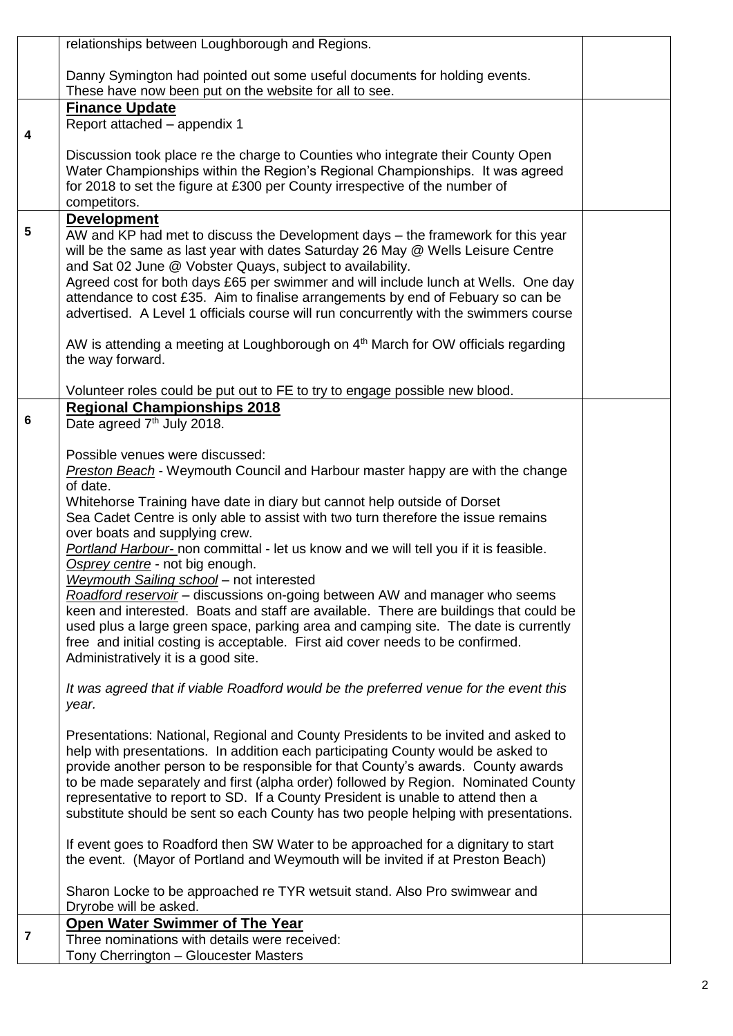| | | |
|---|---|---|
| | relationships between Loughborough and Regions.<br><br>Danny Symington had pointed out some useful documents for holding events. These have now been put on the website for all to see. | |
| 4 | **Finance Update**<br>Report attached – appendix 1<br><br>Discussion took place re the charge to Counties who integrate their County Open Water Championships within the Region's Regional Championships. It was agreed for 2018 to set the figure at £300 per County irrespective of the number of competitors. | |
| 5 | **Development**<br>AW and KP had met to discuss the Development days – the framework for this year will be the same as last year with dates Saturday 26 May @ Wells Leisure Centre and Sat 02 June @ Vobster Quays, subject to availability.<br>Agreed cost for both days £65 per swimmer and will include lunch at Wells. One day attendance to cost £35. Aim to finalise arrangements by end of Febuary so can be advertised. A Level 1 officials course will run concurrently with the swimmers course<br><br>AW is attending a meeting at Loughborough on 4th March for OW officials regarding the way forward.<br><br>Volunteer roles could be put out to FE to try to engage possible new blood. | |
| 6 | **Regional Championships 2018**<br>Date agreed 7th July 2018.<br><br>Possible venues were discussed:<br>*Preston Beach* - Weymouth Council and Harbour master happy are with the change of date.<br>Whitehorse Training have date in diary but cannot help outside of Dorset<br>Sea Cadet Centre is only able to assist with two turn therefore the issue remains over boats and supplying crew.<br>*Portland Harbour-* non committal - let us know and we will tell you if it is feasible.<br>*Osprey centre* - not big enough.<br>*Weymouth Sailing school* – not interested<br>*Roadford reservoir* – discussions on-going between AW and manager who seems keen and interested. Boats and staff are available. There are buildings that could be used plus a large green space, parking area and camping site. The date is currently free and initial costing is acceptable. First aid cover needs to be confirmed. Administratively it is a good site.<br><br>*It was agreed that if viable Roadford would be the preferred venue for the event this year.*<br><br>Presentations: National, Regional and County Presidents to be invited and asked to help with presentations. In addition each participating County would be asked to provide another person to be responsible for that County's awards. County awards to be made separately and first (alpha order) followed by Region. Nominated County representative to report to SD. If a County President is unable to attend then a substitute should be sent so each County has two people helping with presentations.<br><br>If event goes to Roadford then SW Water to be approached for a dignitary to start the event. (Mayor of Portland and Weymouth will be invited if at Preston Beach)<br><br>Sharon Locke to be approached re TYR wetsuit stand. Also Pro swimwear and Dryrobe will be asked. | |
| 7 | **Open Water Swimmer of The Year**<br>Three nominations with details were received:<br>Tony Cherrington – Gloucester Masters | |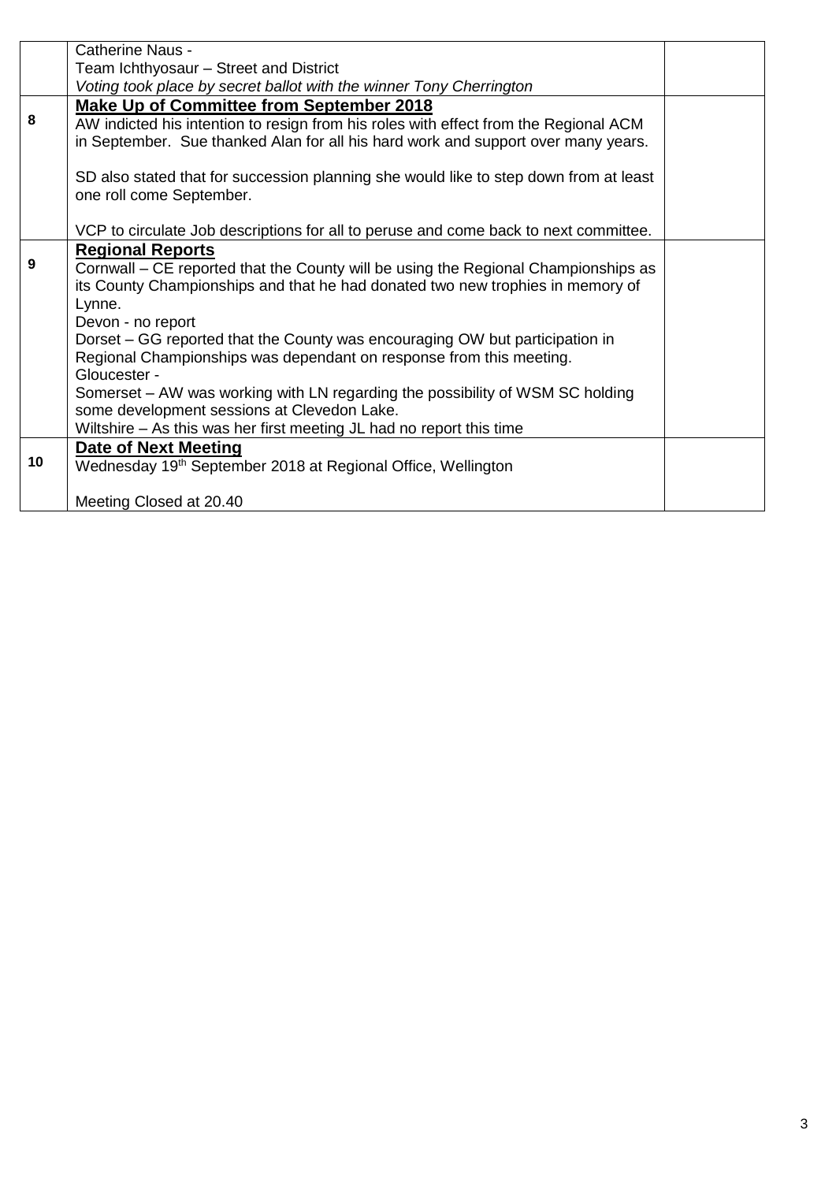| | | |
|---|---|---|
| | Catherine Naus -<br>Team Ichthyosaur – Street and District<br>*Voting took place by secret ballot with the winner Tony Cherrington* | |
| **8** | **<u>Make Up of Committee from September 2018</u>**<br>AW indicted his intention to resign from his roles with effect from the Regional ACM in September. Sue thanked Alan for all his hard work and support over many years.<br><br>SD also stated that for succession planning she would like to step down from at least one roll come September.<br><br>VCP to circulate Job descriptions for all to peruse and come back to next committee. | |
| **9** | **<u>Regional Reports</u>**<br>Cornwall – CE reported that the County will be using the Regional Championships as its County Championships and that he had donated two new trophies in memory of Lynne.<br>Devon - no report<br>Dorset – GG reported that the County was encouraging OW but participation in Regional Championships was dependant on response from this meeting.<br>Gloucester -<br>Somerset – AW was working with LN regarding the possibility of WSM SC holding some development sessions at Clevedon Lake.<br>Wiltshire – As this was her first meeting JL had no report this time | |
| **10** | **<u>Date of Next Meeting</u>**<br>Wednesday 19th September 2018 at Regional Office, Wellington<br><br>Meeting Closed at 20.40 | |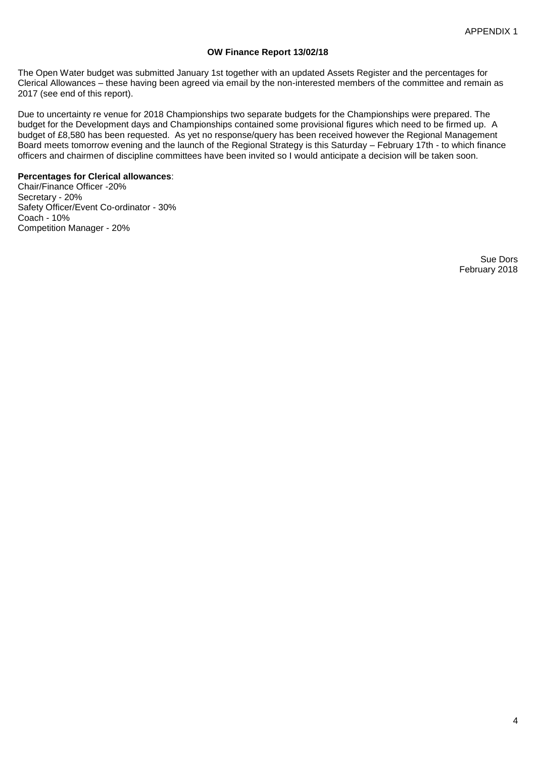APPENDIX 1

## OW Finance Report 13/02/18

The Open Water budget was submitted January 1st together with an updated Assets Register and the percentages for Clerical Allowances – these having been agreed via email by the non-interested members of the committee and remain as 2017 (see end of this report).

Due to uncertainty re venue for 2018 Championships two separate budgets for the Championships were prepared. The budget for the Development days and Championships contained some provisional figures which need to be firmed up. A budget of £8,580 has been requested. As yet no response/query has been received however the Regional Management Board meets tomorrow evening and the launch of the Regional Strategy is this Saturday – February 17th - to which finance officers and chairmen of discipline committees have been invited so I would anticipate a decision will be taken soon.

**Percentages for Clerical allowances**:

Chair/Finance Officer -20%
Secretary - 20%
Safety Officer/Event Co-ordinator - 30%
Coach - 10%
Competition Manager - 20%

Sue Dors
February 2018